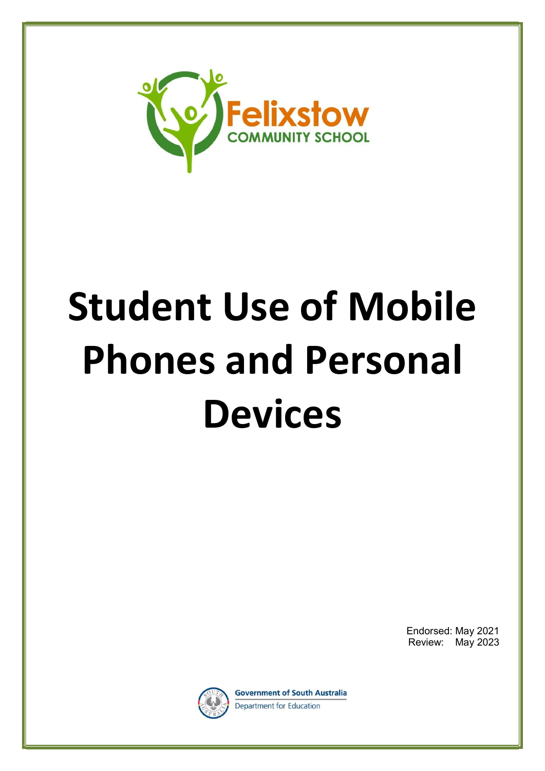Felixstow

COMMUNITY SCHOOL

# Student Use of Mobile Phones and Personal Devices

Endorsed: May 2021
Review: May 2023

Government of South Australia
Department for Education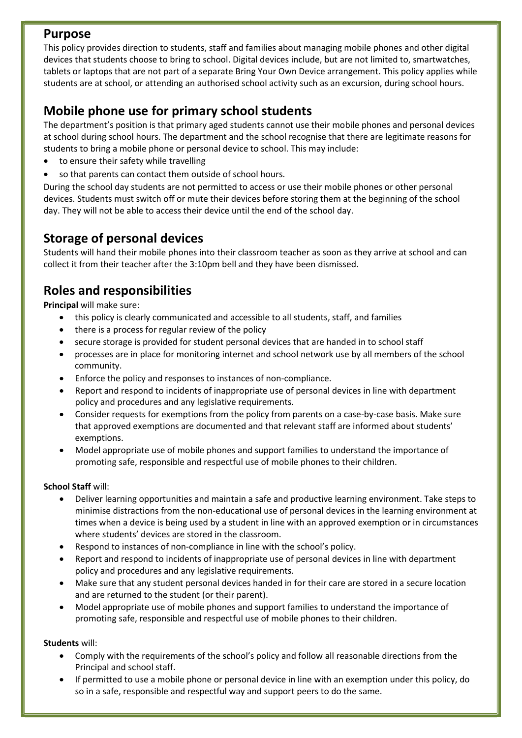## Purpose

This policy provides direction to students, staff and families about managing mobile phones and other digital devices that students choose to bring to school. Digital devices include, but are not limited to, smartwatches, tablets or laptops that are not part of a separate Bring Your Own Device arrangement. This policy applies while students are at school, or attending an authorised school activity such as an excursion, during school hours.

## Mobile phone use for primary school students

The department's position is that primary aged students cannot use their mobile phones and personal devices at school during school hours. The department and the school recognise that there are legitimate reasons for students to bring a mobile phone or personal device to school. This may include:

- to ensure their safety while travelling
- so that parents can contact them outside of school hours.

During the school day students are not permitted to access or use their mobile phones or other personal devices. Students must switch off or mute their devices before storing them at the beginning of the school day. They will not be able to access their device until the end of the school day.

## Storage of personal devices

Students will hand their mobile phones into their classroom teacher as soon as they arrive at school and can collect it from their teacher after the 3:10pm bell and they have been dismissed.

## Roles and responsibilities

**Principal** will make sure:

- this policy is clearly communicated and accessible to all students, staff, and families
- there is a process for regular review of the policy
- secure storage is provided for student personal devices that are handed in to school staff
- processes are in place for monitoring internet and school network use by all members of the school community.
- Enforce the policy and responses to instances of non-compliance.
- Report and respond to incidents of inappropriate use of personal devices in line with department policy and procedures and any legislative requirements.
- Consider requests for exemptions from the policy from parents on a case-by-case basis. Make sure that approved exemptions are documented and that relevant staff are informed about students' exemptions.
- Model appropriate use of mobile phones and support families to understand the importance of promoting safe, responsible and respectful use of mobile phones to their children.

**School Staff** will:

- Deliver learning opportunities and maintain a safe and productive learning environment. Take steps to minimise distractions from the non-educational use of personal devices in the learning environment at times when a device is being used by a student in line with an approved exemption or in circumstances where students' devices are stored in the classroom.
- Respond to instances of non-compliance in line with the school's policy.
- Report and respond to incidents of inappropriate use of personal devices in line with department policy and procedures and any legislative requirements.
- Make sure that any student personal devices handed in for their care are stored in a secure location and are returned to the student (or their parent).
- Model appropriate use of mobile phones and support families to understand the importance of promoting safe, responsible and respectful use of mobile phones to their children.

**Students** will:

- Comply with the requirements of the school's policy and follow all reasonable directions from the Principal and school staff.
- If permitted to use a mobile phone or personal device in line with an exemption under this policy, do so in a safe, responsible and respectful way and support peers to do the same.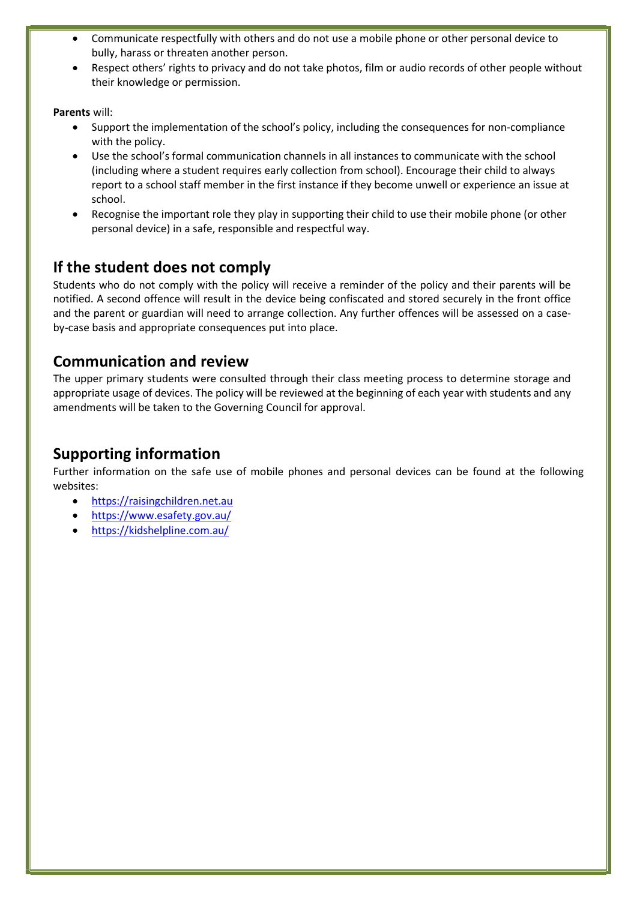- Communicate respectfully with others and do not use a mobile phone or other personal device to bully, harass or threaten another person.
- Respect others' rights to privacy and do not take photos, film or audio records of other people without their knowledge or permission.

**Parents** will:

- Support the implementation of the school's policy, including the consequences for non-compliance with the policy.
- Use the school's formal communication channels in all instances to communicate with the school (including where a student requires early collection from school). Encourage their child to always report to a school staff member in the first instance if they become unwell or experience an issue at school.
- Recognise the important role they play in supporting their child to use their mobile phone (or other personal device) in a safe, responsible and respectful way.

## If the student does not comply

Students who do not comply with the policy will receive a reminder of the policy and their parents will be notified. A second offence will result in the device being confiscated and stored securely in the front office and the parent or guardian will need to arrange collection. Any further offences will be assessed on a case-by-case basis and appropriate consequences put into place.

## Communication and review

The upper primary students were consulted through their class meeting process to determine storage and appropriate usage of devices. The policy will be reviewed at the beginning of each year with students and any amendments will be taken to the Governing Council for approval.

## Supporting information

Further information on the safe use of mobile phones and personal devices can be found at the following websites:

- https://raisingchildren.net.au
- https://www.esafety.gov.au/
- https://kidshelpline.com.au/